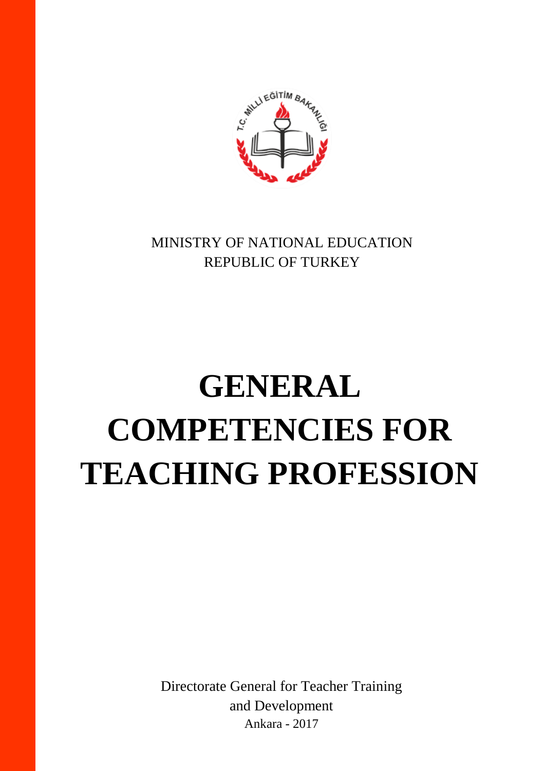MINISTRY OF NATIONAL EDUCATION
REPUBLIC OF TURKEY

# GENERAL COMPETENCIES FOR TEACHING PROFESSION

Directorate General for Teacher Training
and Development
Ankara - 2017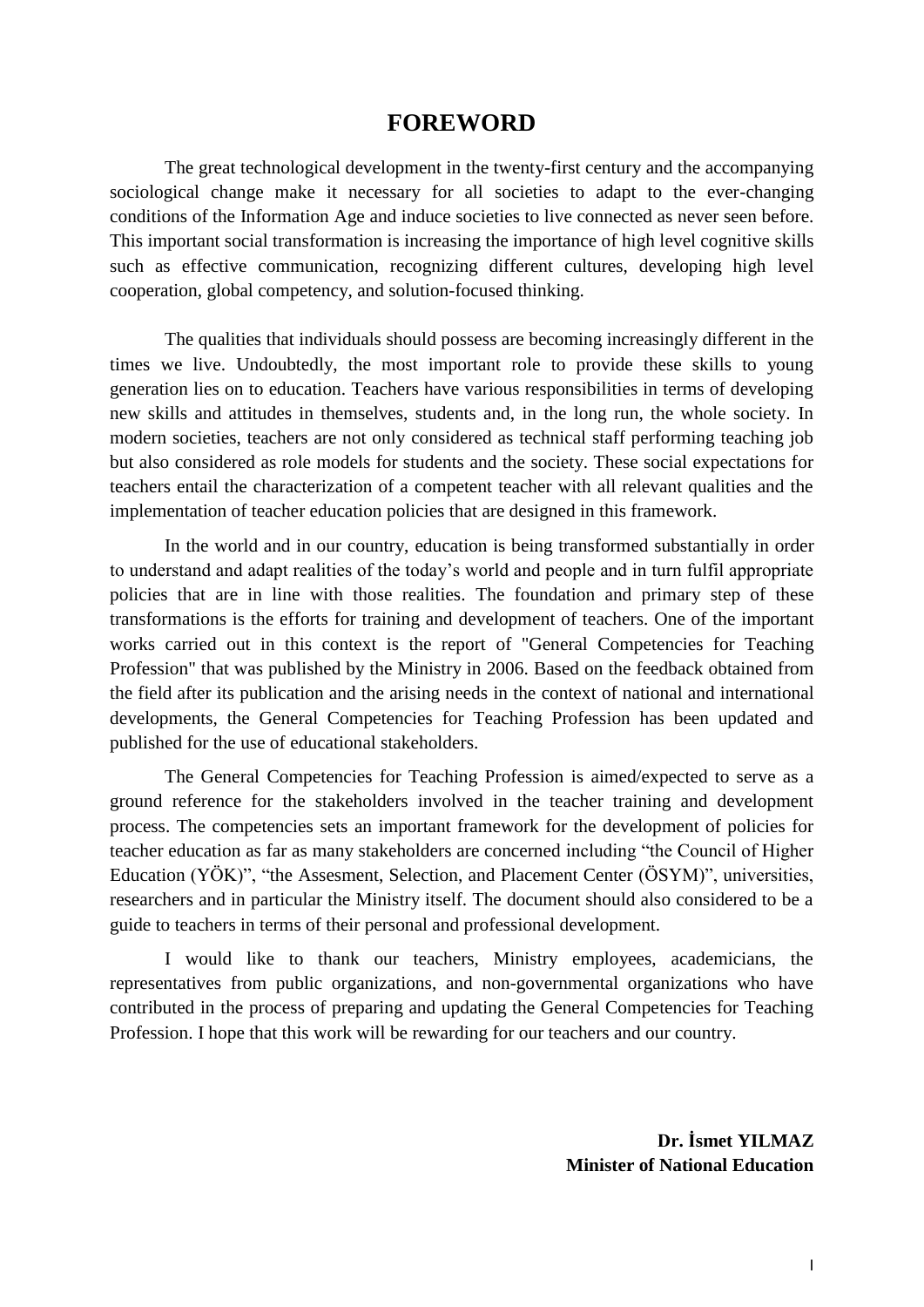# FOREWORD

The great technological development in the twenty-first century and the accompanying sociological change make it necessary for all societies to adapt to the ever-changing conditions of the Information Age and induce societies to live connected as never seen before. This important social transformation is increasing the importance of high level cognitive skills such as effective communication, recognizing different cultures, developing high level cooperation, global competency, and solution-focused thinking.

The qualities that individuals should possess are becoming increasingly different in the times we live. Undoubtedly, the most important role to provide these skills to young generation lies on to education. Teachers have various responsibilities in terms of developing new skills and attitudes in themselves, students and, in the long run, the whole society. In modern societies, teachers are not only considered as technical staff performing teaching job but also considered as role models for students and the society. These social expectations for teachers entail the characterization of a competent teacher with all relevant qualities and the implementation of teacher education policies that are designed in this framework.

In the world and in our country, education is being transformed substantially in order to understand and adapt realities of the today's world and people and in turn fulfil appropriate policies that are in line with those realities. The foundation and primary step of these transformations is the efforts for training and development of teachers. One of the important works carried out in this context is the report of "General Competencies for Teaching Profession" that was published by the Ministry in 2006. Based on the feedback obtained from the field after its publication and the arising needs in the context of national and international developments, the General Competencies for Teaching Profession has been updated and published for the use of educational stakeholders.

The General Competencies for Teaching Profession is aimed/expected to serve as a ground reference for the stakeholders involved in the teacher training and development process. The competencies sets an important framework for the development of policies for teacher education as far as many stakeholders are concerned including "the Council of Higher Education (YÖK)", "the Assesment, Selection, and Placement Center (ÖSYM)", universities, researchers and in particular the Ministry itself. The document should also considered to be a guide to teachers in terms of their personal and professional development.

I would like to thank our teachers, Ministry employees, academicians, the representatives from public organizations, and non-governmental organizations who have contributed in the process of preparing and updating the General Competencies for Teaching Profession. I hope that this work will be rewarding for our teachers and our country.

**Dr. İsmet YILMAZ**
**Minister of National Education**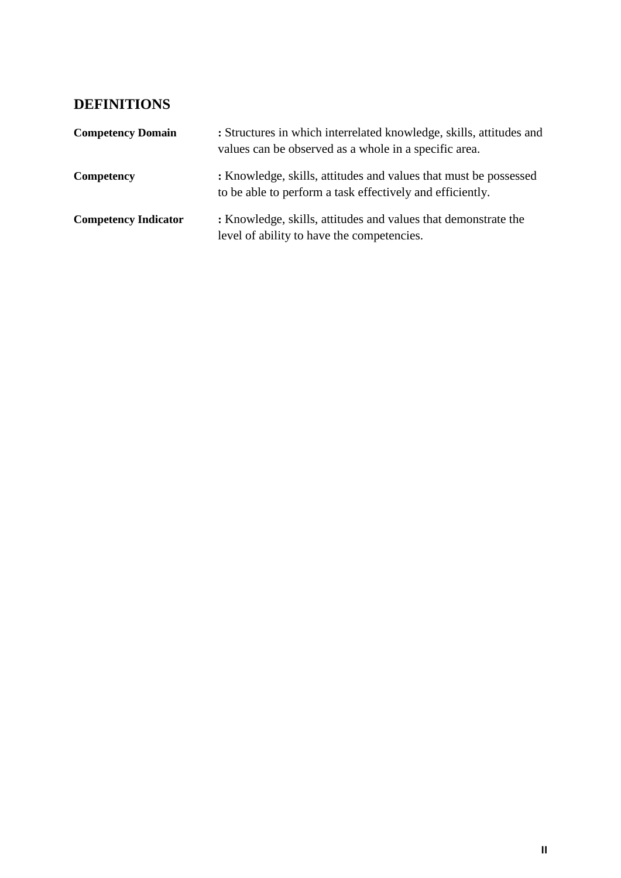## DEFINITIONS

| | |
|---|---|
| **Competency Domain** | **:** Structures in which interrelated knowledge, skills, attitudes and values can be observed as a whole in a specific area. |
| **Competency** | **:** Knowledge, skills, attitudes and values that must be possessed to be able to perform a task effectively and efficiently. |
| **Competency Indicator** | **:** Knowledge, skills, attitudes and values that demonstrate the level of ability to have the competencies. |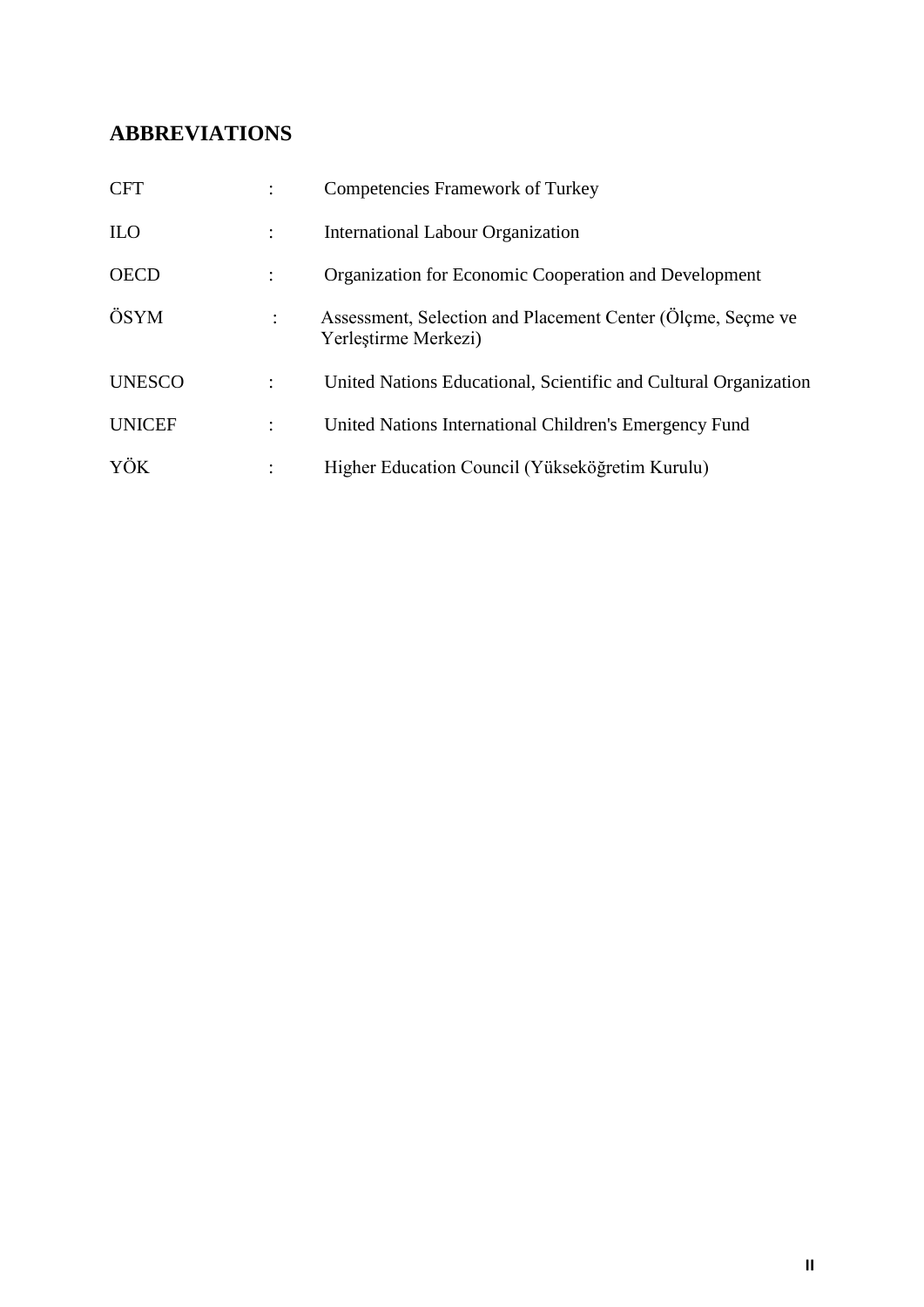## ABBREVIATIONS

| | | |
|---|---|---|
| CFT | : | Competencies Framework of Turkey |
| ILO | : | International Labour Organization |
| OECD | : | Organization for Economic Cooperation and Development |
| ÖSYM | : | Assessment, Selection and Placement Center (Ölçme, Seçme ve Yerleştirme Merkezi) |
| UNESCO | : | United Nations Educational, Scientific and Cultural Organization |
| UNICEF | : | United Nations International Children's Emergency Fund |
| YÖK | : | Higher Education Council (Yükseköğretim Kurulu) |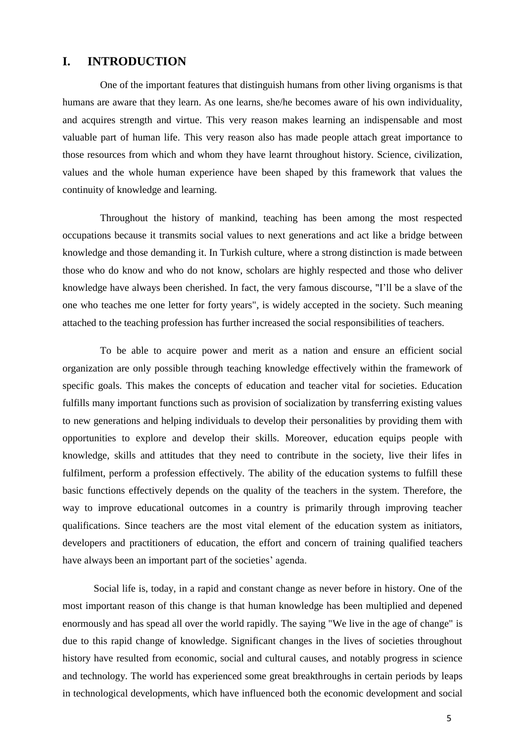# I. INTRODUCTION

One of the important features that distinguish humans from other living organisms is that humans are aware that they learn. As one learns, she/he becomes aware of his own individuality, and acquires strength and virtue. This very reason makes learning an indispensable and most valuable part of human life. This very reason also has made people attach great importance to those resources from which and whom they have learnt throughout history. Science, civilization, values and the whole human experience have been shaped by this framework that values the continuity of knowledge and learning.

Throughout the history of mankind, teaching has been among the most respected occupations because it transmits social values to next generations and act like a bridge between knowledge and those demanding it. In Turkish culture, where a strong distinction is made between those who do know and who do not know, scholars are highly respected and those who deliver knowledge have always been cherished. In fact, the very famous discourse, "I'll be a slave of the one who teaches me one letter for forty years", is widely accepted in the society. Such meaning attached to the teaching profession has further increased the social responsibilities of teachers.

To be able to acquire power and merit as a nation and ensure an efficient social organization are only possible through teaching knowledge effectively within the framework of specific goals. This makes the concepts of education and teacher vital for societies. Education fulfills many important functions such as provision of socialization by transferring existing values to new generations and helping individuals to develop their personalities by providing them with opportunities to explore and develop their skills. Moreover, education equips people with knowledge, skills and attitudes that they need to contribute in the society, live their lifes in fulfilment, perform a profession effectively. The ability of the education systems to fulfill these basic functions effectively depends on the quality of the teachers in the system. Therefore, the way to improve educational outcomes in a country is primarily through improving teacher qualifications. Since teachers are the most vital element of the education system as initiators, developers and practitioners of education, the effort and concern of training qualified teachers have always been an important part of the societies' agenda.

Social life is, today, in a rapid and constant change as never before in history. One of the most important reason of this change is that human knowledge has been multiplied and depened enormously and has spead all over the world rapidly. The saying "We live in the age of change" is due to this rapid change of knowledge. Significant changes in the lives of societies throughout history have resulted from economic, social and cultural causes, and notably progress in science and technology. The world has experienced some great breakthroughs in certain periods by leaps in technological developments, which have influenced both the economic development and social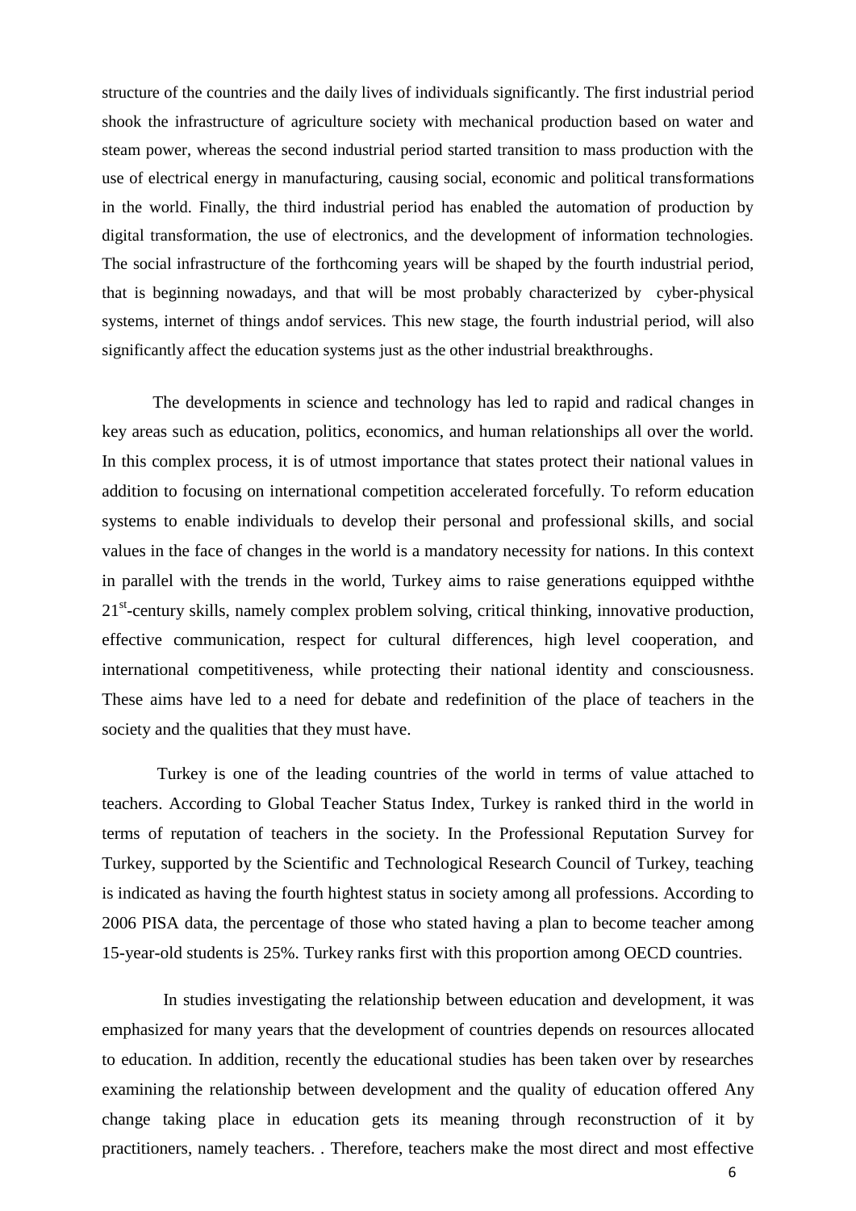structure of the countries and the daily lives of individuals significantly. The first industrial period shook the infrastructure of agriculture society with mechanical production based on water and steam power, whereas the second industrial period started transition to mass production with the use of electrical energy in manufacturing, causing social, economic and political transformations in the world. Finally, the third industrial period has enabled the automation of production by digital transformation, the use of electronics, and the development of information technologies. The social infrastructure of the forthcoming years will be shaped by the fourth industrial period, that is beginning nowadays, and that will be most probably characterized by cyber-physical systems, internet of things andof services. This new stage, the fourth industrial period, will also significantly affect the education systems just as the other industrial breakthroughs.

The developments in science and technology has led to rapid and radical changes in key areas such as education, politics, economics, and human relationships all over the world. In this complex process, it is of utmost importance that states protect their national values in addition to focusing on international competition accelerated forcefully. To reform education systems to enable individuals to develop their personal and professional skills, and social values in the face of changes in the world is a mandatory necessity for nations. In this context in parallel with the trends in the world, Turkey aims to raise generations equipped withthe 21st-century skills, namely complex problem solving, critical thinking, innovative production, effective communication, respect for cultural differences, high level cooperation, and international competitiveness, while protecting their national identity and consciousness. These aims have led to a need for debate and redefinition of the place of teachers in the society and the qualities that they must have.

Turkey is one of the leading countries of the world in terms of value attached to teachers. According to Global Teacher Status Index, Turkey is ranked third in the world in terms of reputation of teachers in the society. In the Professional Reputation Survey for Turkey, supported by the Scientific and Technological Research Council of Turkey, teaching is indicated as having the fourth hightest status in society among all professions. According to 2006 PISA data, the percentage of those who stated having a plan to become teacher among 15-year-old students is 25%. Turkey ranks first with this proportion among OECD countries.

In studies investigating the relationship between education and development, it was emphasized for many years that the development of countries depends on resources allocated to education. In addition, recently the educational studies has been taken over by researches examining the relationship between development and the quality of education offered Any change taking place in education gets its meaning through reconstruction of it by practitioners, namely teachers. . Therefore, teachers make the most direct and most effective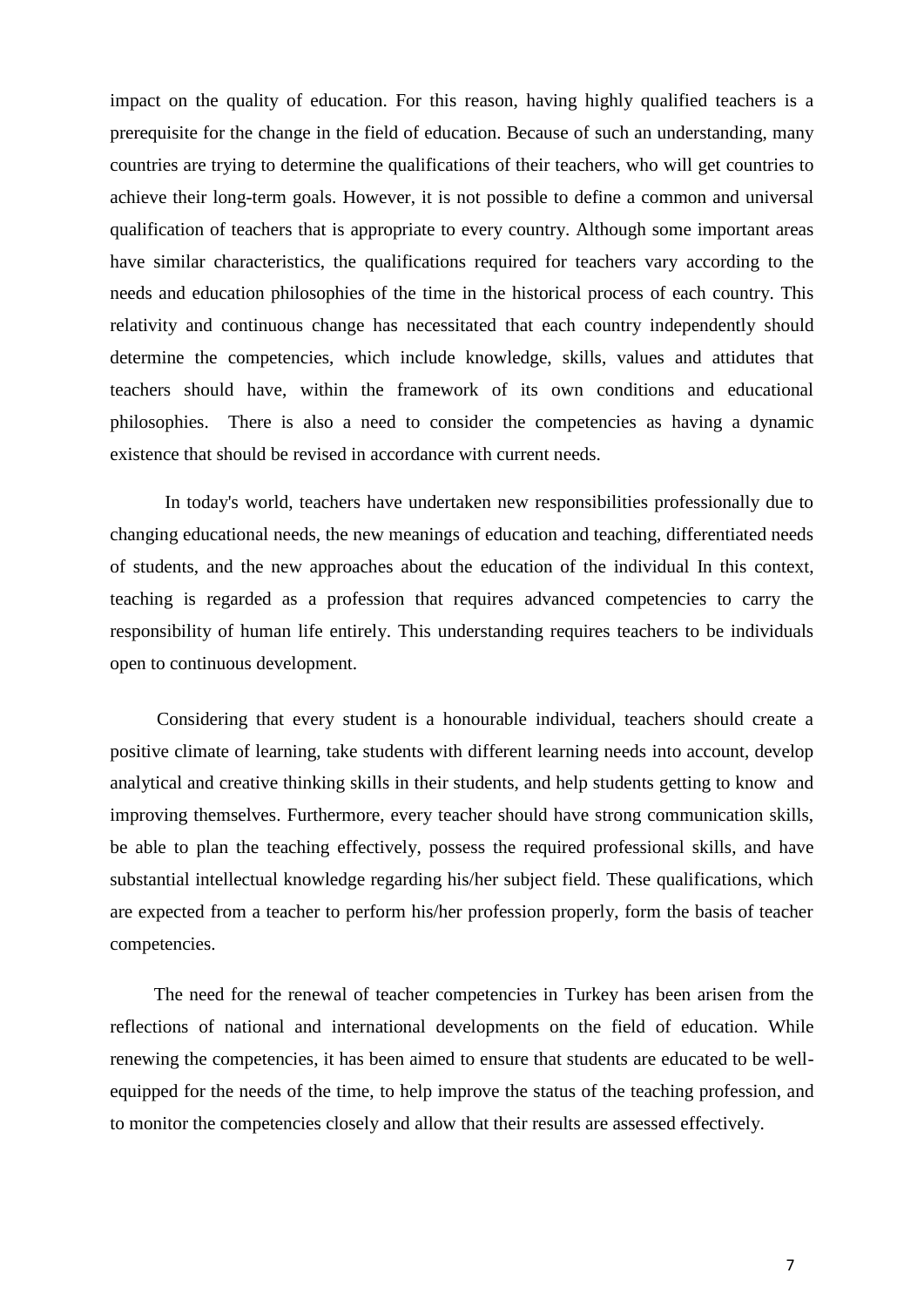impact on the quality of education. For this reason, having highly qualified teachers is a prerequisite for the change in the field of education. Because of such an understanding, many countries are trying to determine the qualifications of their teachers, who will get countries to achieve their long-term goals. However, it is not possible to define a common and universal qualification of teachers that is appropriate to every country. Although some important areas have similar characteristics, the qualifications required for teachers vary according to the needs and education philosophies of the time in the historical process of each country. This relativity and continuous change has necessitated that each country independently should determine the competencies, which include knowledge, skills, values and attidutes that teachers should have, within the framework of its own conditions and educational philosophies. There is also a need to consider the competencies as having a dynamic existence that should be revised in accordance with current needs.

In today's world, teachers have undertaken new responsibilities professionally due to changing educational needs, the new meanings of education and teaching, differentiated needs of students, and the new approaches about the education of the individual In this context, teaching is regarded as a profession that requires advanced competencies to carry the responsibility of human life entirely. This understanding requires teachers to be individuals open to continuous development.

Considering that every student is a honourable individual, teachers should create a positive climate of learning, take students with different learning needs into account, develop analytical and creative thinking skills in their students, and help students getting to know and improving themselves. Furthermore, every teacher should have strong communication skills, be able to plan the teaching effectively, possess the required professional skills, and have substantial intellectual knowledge regarding his/her subject field. These qualifications, which are expected from a teacher to perform his/her profession properly, form the basis of teacher competencies.

The need for the renewal of teacher competencies in Turkey has been arisen from the reflections of national and international developments on the field of education. While renewing the competencies, it has been aimed to ensure that students are educated to be well-equipped for the needs of the time, to help improve the status of the teaching profession, and to monitor the competencies closely and allow that their results are assessed effectively.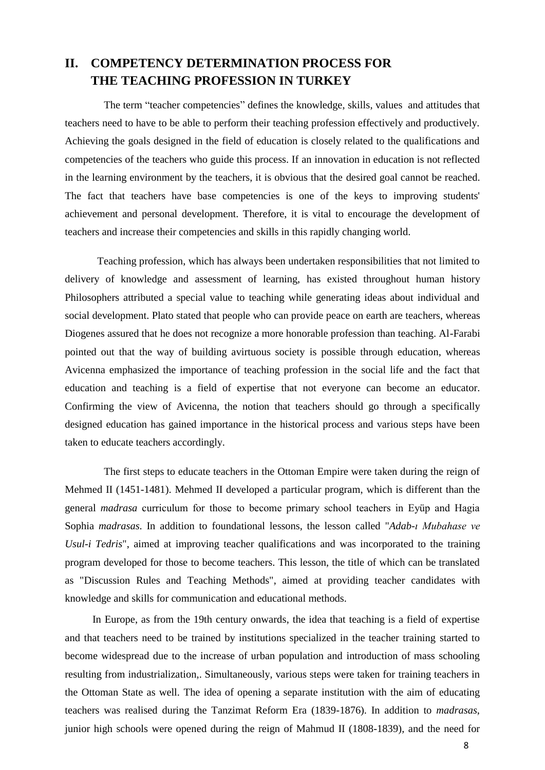## II. COMPETENCY DETERMINATION PROCESS FOR THE TEACHING PROFESSION IN TURKEY

The term “teacher competencies” defines the knowledge, skills, values and attitudes that teachers need to have to be able to perform their teaching profession effectively and productively. Achieving the goals designed in the field of education is closely related to the qualifications and competencies of the teachers who guide this process. If an innovation in education is not reflected in the learning environment by the teachers, it is obvious that the desired goal cannot be reached. The fact that teachers have base competencies is one of the keys to improving students' achievement and personal development. Therefore, it is vital to encourage the development of teachers and increase their competencies and skills in this rapidly changing world.

Teaching profession, which has always been undertaken responsibilities that not limited to delivery of knowledge and assessment of learning, has existed throughout human history Philosophers attributed a special value to teaching while generating ideas about individual and social development. Plato stated that people who can provide peace on earth are teachers, whereas Diogenes assured that he does not recognize a more honorable profession than teaching. Al-Farabi pointed out that the way of building avirtuous society is possible through education, whereas Avicenna emphasized the importance of teaching profession in the social life and the fact that education and teaching is a field of expertise that not everyone can become an educator. Confirming the view of Avicenna, the notion that teachers should go through a specifically designed education has gained importance in the historical process and various steps have been taken to educate teachers accordingly.

The first steps to educate teachers in the Ottoman Empire were taken during the reign of Mehmed II (1451-1481). Mehmed II developed a particular program, which is different than the general *madrasa* curriculum for those to become primary school teachers in Eyüp and Hagia Sophia *madrasas*. In addition to foundational lessons, the lesson called "*Adab-ı Mubahase ve Usul-i Tedris*", aimed at improving teacher qualifications and was incorporated to the training program developed for those to become teachers. This lesson, the title of which can be translated as "Discussion Rules and Teaching Methods", aimed at providing teacher candidates with knowledge and skills for communication and educational methods.

In Europe, as from the 19th century onwards, the idea that teaching is a field of expertise and that teachers need to be trained by institutions specialized in the teacher training started to become widespread due to the increase of urban population and introduction of mass schooling resulting from industrialization,. Simultaneously, various steps were taken for training teachers in the Ottoman State as well. The idea of opening a separate institution with the aim of educating teachers was realised during the Tanzimat Reform Era (1839-1876). In addition to *madrasas*, junior high schools were opened during the reign of Mahmud II (1808-1839), and the need for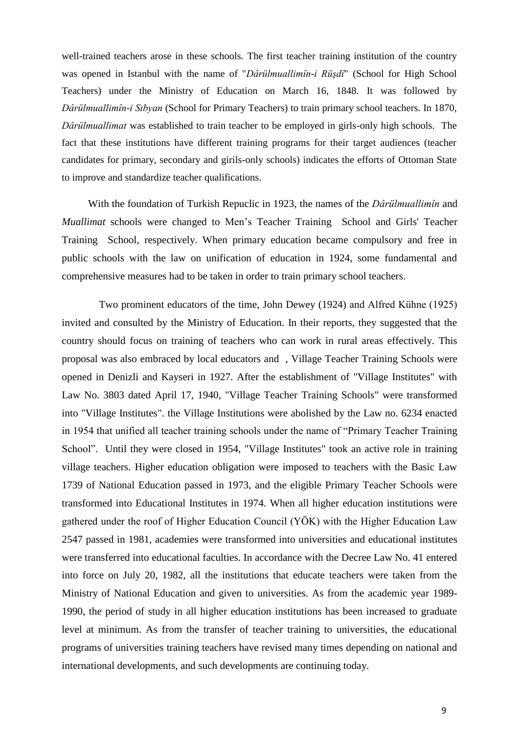well-trained teachers arose in these schools. The first teacher training institution of the country was opened in Istanbul with the name of "*Dârülmuallimîn-i Rüşdî*" (School for High School Teachers) under the Ministry of Education on March 16, 1848. It was followed by *Dârülmuallimîn-i Sıbyan* (School for Primary Teachers) to train primary school teachers. In 1870, *Dârülmuallimat* was established to train teacher to be employed in girls-only high schools. The fact that these institutions have different training programs for their target audiences (teacher candidates for primary, secondary and girils-only schools) indicates the efforts of Ottoman State to improve and standardize teacher qualifications.

With the foundation of Turkish Repuclic in 1923, the names of the *Dârülmuallimîn* and *Muallimat* schools were changed to Men's Teacher Training School and Girls' Teacher Training School, respectively. When primary education became compulsory and free in public schools with the law on unification of education in 1924, some fundamental and comprehensive measures had to be taken in order to train primary school teachers.

Two prominent educators of the time, John Dewey (1924) and Alfred Kühne (1925) invited and consulted by the Ministry of Education. In their reports, they suggested that the country should focus on training of teachers who can work in rural areas effectively. This proposal was also embraced by local educators and , Village Teacher Training Schools were opened in Denizli and Kayseri in 1927. After the establishment of "Village Institutes" with Law No. 3803 dated April 17, 1940, "Village Teacher Training Schools" were transformed into "Village Institutes". the Village Institutions were abolished by the Law no. 6234 enacted in 1954 that unified all teacher training schools under the name of "Primary Teacher Training School". Until they were closed in 1954, "Village Institutes" took an active role in training village teachers. Higher education obligation were imposed to teachers with the Basic Law 1739 of National Education passed in 1973, and the eligible Primary Teacher Schools were transformed into Educational Institutes in 1974. When all higher education institutions were gathered under the roof of Higher Education Council (YÖK) with the Higher Education Law 2547 passed in 1981, academies were transformed into universities and educational institutes were transferred into educational faculties. In accordance with the Decree Law No. 41 entered into force on July 20, 1982, all the institutions that educate teachers were taken from the Ministry of National Education and given to universities. As from the academic year 1989-1990, the period of study in all higher education institutions has been increased to graduate level at minimum. As from the transfer of teacher training to universities, the educational programs of universities training teachers have revised many times depending on national and international developments, and such developments are continuing today.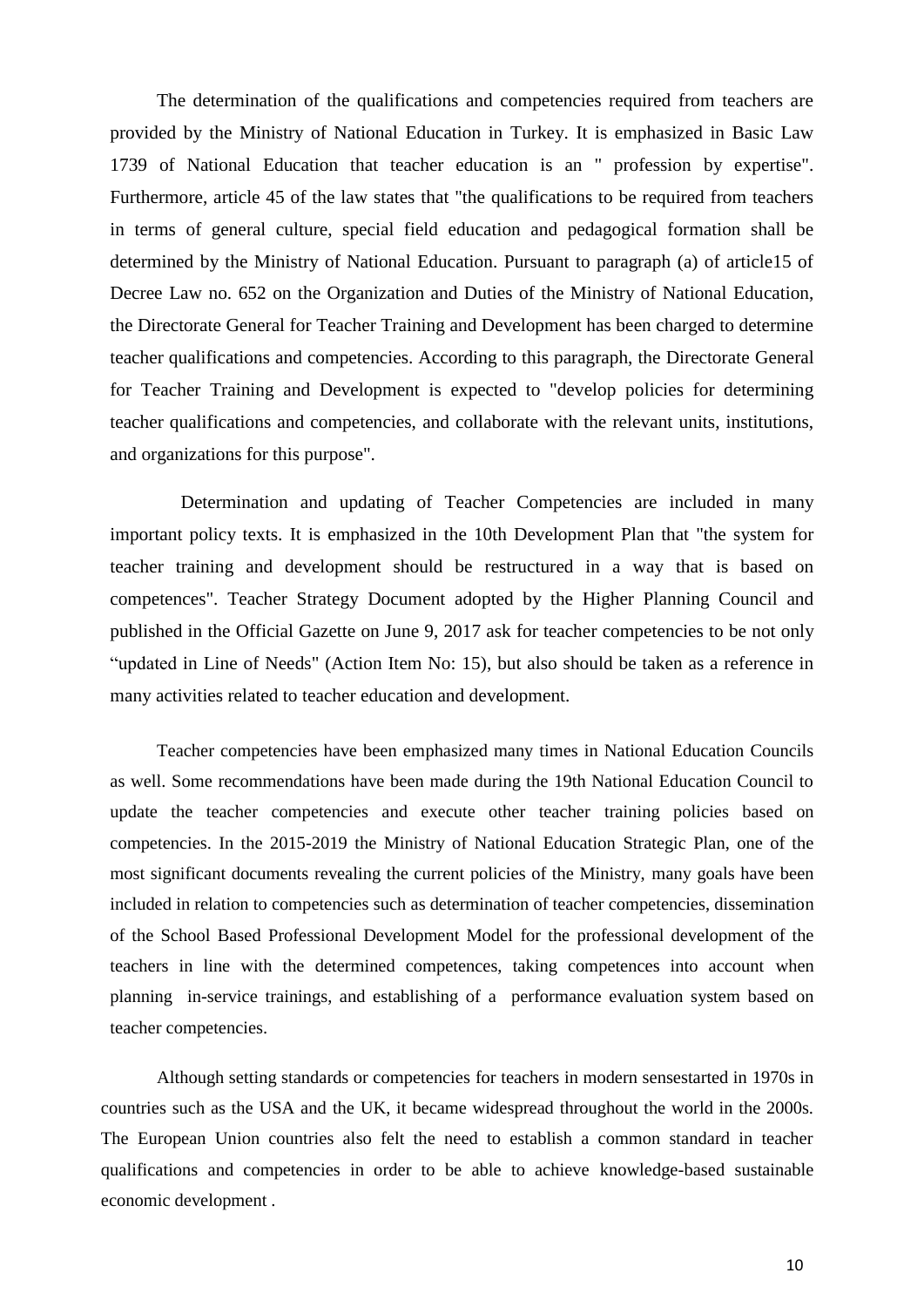The determination of the qualifications and competencies required from teachers are provided by the Ministry of National Education in Turkey. It is emphasized in Basic Law 1739 of National Education that teacher education is an " profession by expertise". Furthermore, article 45 of the law states that "the qualifications to be required from teachers in terms of general culture, special field education and pedagogical formation shall be determined by the Ministry of National Education. Pursuant to paragraph (a) of article15 of Decree Law no. 652 on the Organization and Duties of the Ministry of National Education, the Directorate General for Teacher Training and Development has been charged to determine teacher qualifications and competencies. According to this paragraph, the Directorate General for Teacher Training and Development is expected to "develop policies for determining teacher qualifications and competencies, and collaborate with the relevant units, institutions, and organizations for this purpose".

Determination and updating of Teacher Competencies are included in many important policy texts. It is emphasized in the 10th Development Plan that "the system for teacher training and development should be restructured in a way that is based on competences". Teacher Strategy Document adopted by the Higher Planning Council and published in the Official Gazette on June 9, 2017 ask for teacher competencies to be not only “updated in Line of Needs" (Action Item No: 15), but also should be taken as a reference in many activities related to teacher education and development.

Teacher competencies have been emphasized many times in National Education Councils as well. Some recommendations have been made during the 19th National Education Council to update the teacher competencies and execute other teacher training policies based on competencies. In the 2015-2019 the Ministry of National Education Strategic Plan, one of the most significant documents revealing the current policies of the Ministry, many goals have been included in relation to competencies such as determination of teacher competencies, dissemination of the School Based Professional Development Model for the professional development of the teachers in line with the determined competences, taking competences into account when planning in-service trainings, and establishing of a performance evaluation system based on teacher competencies.

Although setting standards or competencies for teachers in modern sensestarted in 1970s in countries such as the USA and the UK, it became widespread throughout the world in the 2000s. The European Union countries also felt the need to establish a common standard in teacher qualifications and competencies in order to be able to achieve knowledge-based sustainable economic development .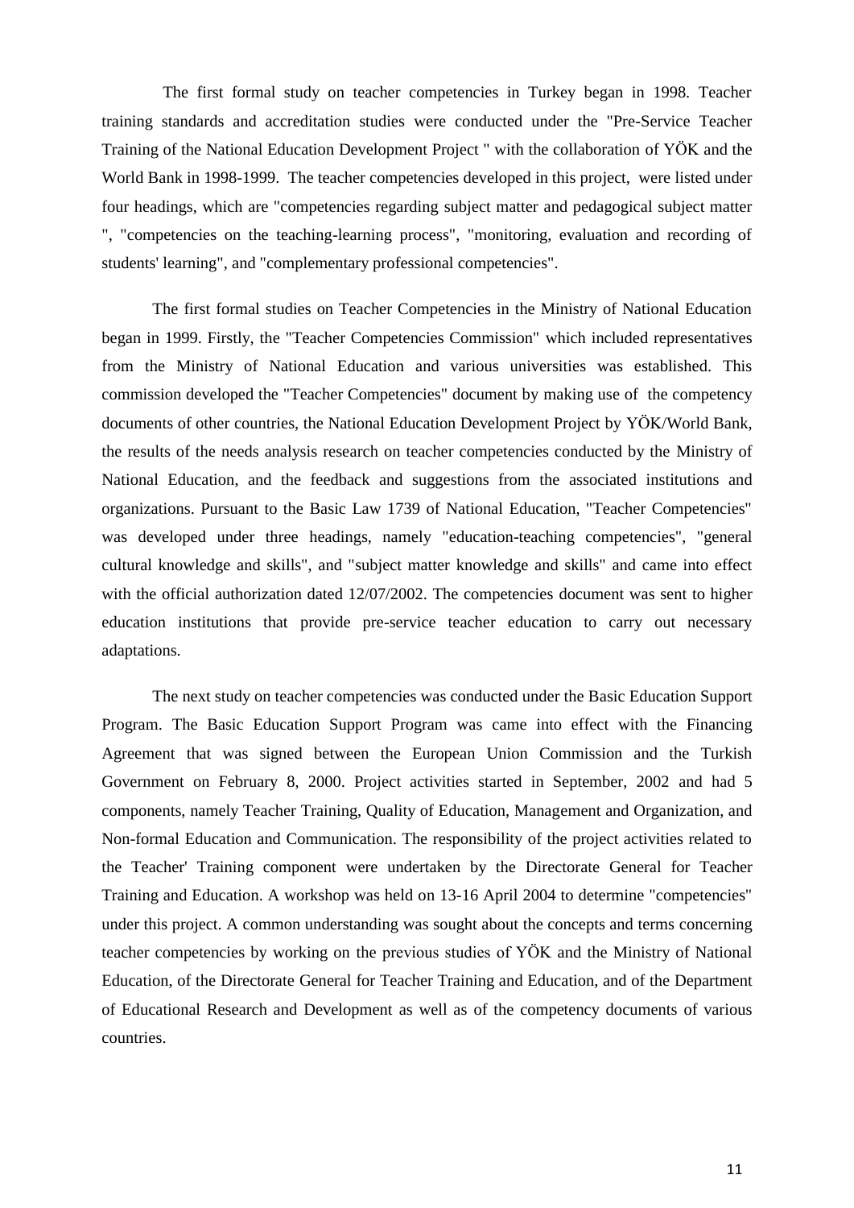The first formal study on teacher competencies in Turkey began in 1998. Teacher training standards and accreditation studies were conducted under the "Pre-Service Teacher Training of the National Education Development Project " with the collaboration of YÖK and the World Bank in 1998-1999. The teacher competencies developed in this project, were listed under four headings, which are "competencies regarding subject matter and pedagogical subject matter ", "competencies on the teaching-learning process", "monitoring, evaluation and recording of students' learning", and "complementary professional competencies".

The first formal studies on Teacher Competencies in the Ministry of National Education began in 1999. Firstly, the "Teacher Competencies Commission" which included representatives from the Ministry of National Education and various universities was established. This commission developed the "Teacher Competencies" document by making use of the competency documents of other countries, the National Education Development Project by YÖK/World Bank, the results of the needs analysis research on teacher competencies conducted by the Ministry of National Education, and the feedback and suggestions from the associated institutions and organizations. Pursuant to the Basic Law 1739 of National Education, "Teacher Competencies" was developed under three headings, namely "education-teaching competencies", "general cultural knowledge and skills", and "subject matter knowledge and skills" and came into effect with the official authorization dated 12/07/2002. The competencies document was sent to higher education institutions that provide pre-service teacher education to carry out necessary adaptations.

The next study on teacher competencies was conducted under the Basic Education Support Program. The Basic Education Support Program was came into effect with the Financing Agreement that was signed between the European Union Commission and the Turkish Government on February 8, 2000. Project activities started in September, 2002 and had 5 components, namely Teacher Training, Quality of Education, Management and Organization, and Non-formal Education and Communication. The responsibility of the project activities related to the Teacher' Training component were undertaken by the Directorate General for Teacher Training and Education. A workshop was held on 13-16 April 2004 to determine "competencies" under this project. A common understanding was sought about the concepts and terms concerning teacher competencies by working on the previous studies of YÖK and the Ministry of National Education, of the Directorate General for Teacher Training and Education, and of the Department of Educational Research and Development as well as of the competency documents of various countries.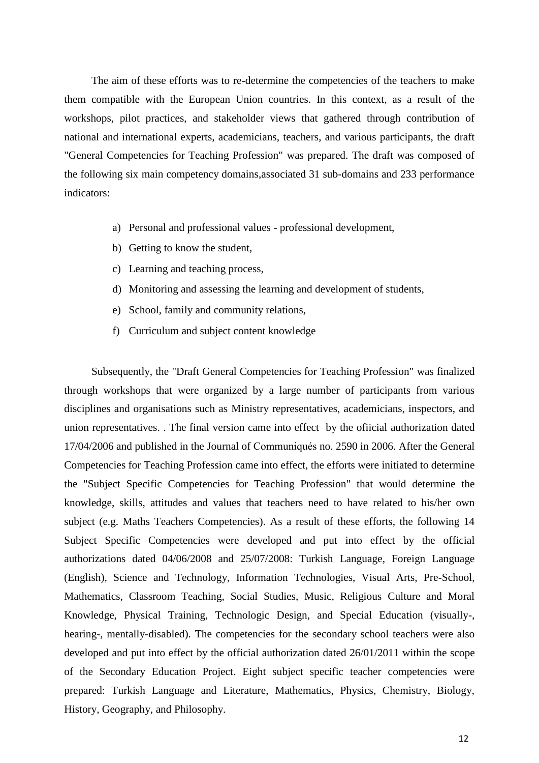The aim of these efforts was to re-determine the competencies of the teachers to make them compatible with the European Union countries. In this context, as a result of the workshops, pilot practices, and stakeholder views that gathered through contribution of national and international experts, academicians, teachers, and various participants, the draft "General Competencies for Teaching Profession" was prepared. The draft was composed of the following six main competency domains,associated 31 sub-domains and 233 performance indicators:

a) Personal and professional values - professional development,
b) Getting to know the student,
c) Learning and teaching process,
d) Monitoring and assessing the learning and development of students,
e) School, family and community relations,
f) Curriculum and subject content knowledge

Subsequently, the "Draft General Competencies for Teaching Profession" was finalized through workshops that were organized by a large number of participants from various disciplines and organisations such as Ministry representatives, academicians, inspectors, and union representatives. . The final version came into effect by the ofiicial authorization dated 17/04/2006 and published in the Journal of Communiqués no. 2590 in 2006. After the General Competencies for Teaching Profession came into effect, the efforts were initiated to determine the "Subject Specific Competencies for Teaching Profession" that would determine the knowledge, skills, attitudes and values that teachers need to have related to his/her own subject (e.g. Maths Teachers Competencies). As a result of these efforts, the following 14 Subject Specific Competencies were developed and put into effect by the official authorizations dated 04/06/2008 and 25/07/2008: Turkish Language, Foreign Language (English), Science and Technology, Information Technologies, Visual Arts, Pre-School, Mathematics, Classroom Teaching, Social Studies, Music, Religious Culture and Moral Knowledge, Physical Training, Technologic Design, and Special Education (visually-, hearing-, mentally-disabled). The competencies for the secondary school teachers were also developed and put into effect by the official authorization dated 26/01/2011 within the scope of the Secondary Education Project. Eight subject specific teacher competencies were prepared: Turkish Language and Literature, Mathematics, Physics, Chemistry, Biology, History, Geography, and Philosophy.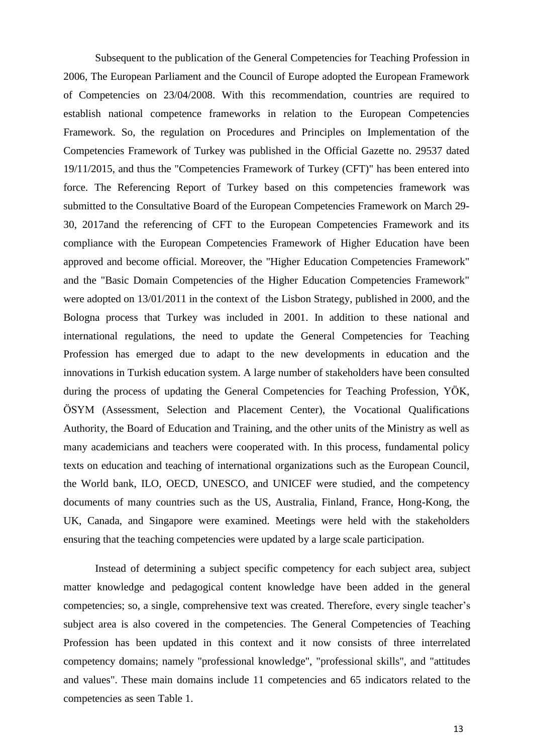Subsequent to the publication of the General Competencies for Teaching Profession in 2006, The European Parliament and the Council of Europe adopted the European Framework of Competencies on 23/04/2008. With this recommendation, countries are required to establish national competence frameworks in relation to the European Competencies Framework. So, the regulation on Procedures and Principles on Implementation of the Competencies Framework of Turkey was published in the Official Gazette no. 29537 dated 19/11/2015, and thus the "Competencies Framework of Turkey (CFT)" has been entered into force. The Referencing Report of Turkey based on this competencies framework was submitted to the Consultative Board of the European Competencies Framework on March 29-30, 2017and the referencing of CFT to the European Competencies Framework and its compliance with the European Competencies Framework of Higher Education have been approved and become official. Moreover, the "Higher Education Competencies Framework" and the "Basic Domain Competencies of the Higher Education Competencies Framework" were adopted on 13/01/2011 in the context of the Lisbon Strategy, published in 2000, and the Bologna process that Turkey was included in 2001. In addition to these national and international regulations, the need to update the General Competencies for Teaching Profession has emerged due to adapt to the new developments in education and the innovations in Turkish education system. A large number of stakeholders have been consulted during the process of updating the General Competencies for Teaching Profession, YÖK, ÖSYM (Assessment, Selection and Placement Center), the Vocational Qualifications Authority, the Board of Education and Training, and the other units of the Ministry as well as many academicians and teachers were cooperated with. In this process, fundamental policy texts on education and teaching of international organizations such as the European Council, the World bank, ILO, OECD, UNESCO, and UNICEF were studied, and the competency documents of many countries such as the US, Australia, Finland, France, Hong-Kong, the UK, Canada, and Singapore were examined. Meetings were held with the stakeholders ensuring that the teaching competencies were updated by a large scale participation.

Instead of determining a subject specific competency for each subject area, subject matter knowledge and pedagogical content knowledge have been added in the general competencies; so, a single, comprehensive text was created. Therefore, every single teacher's subject area is also covered in the competencies. The General Competencies of Teaching Profession has been updated in this context and it now consists of three interrelated competency domains; namely "professional knowledge", "professional skills", and "attitudes and values". These main domains include 11 competencies and 65 indicators related to the competencies as seen Table 1.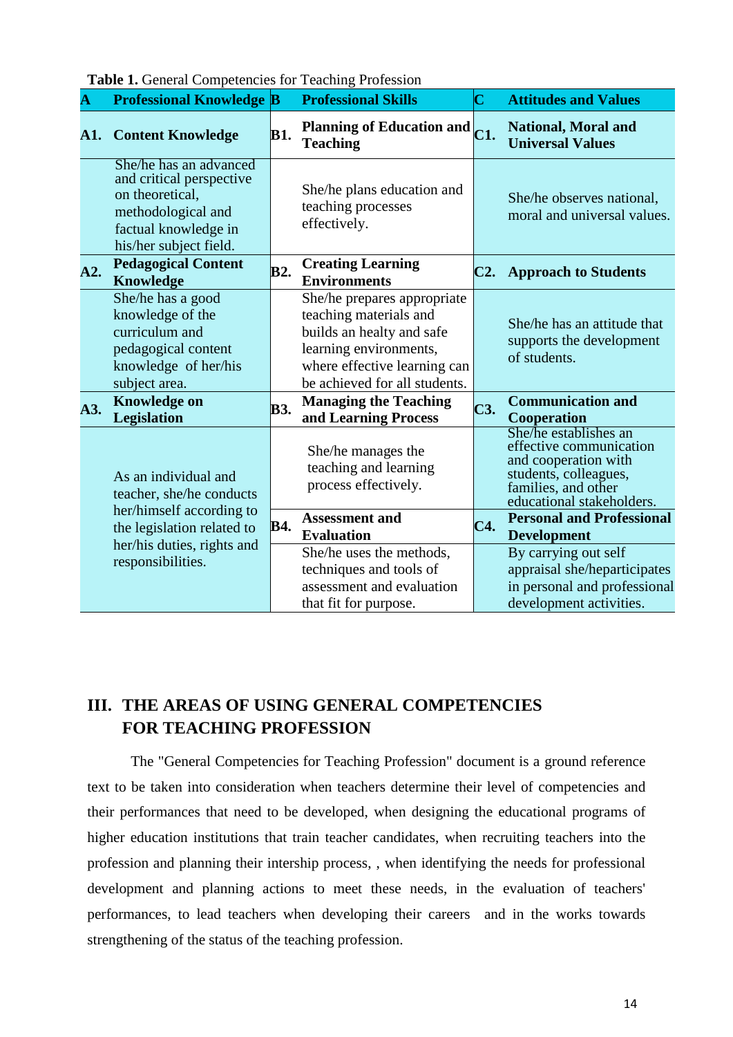**Table 1.** General Competencies for Teaching Profession

| **A** | **Professional Knowledge** | **B** | **Professional Skills** | **C** | **Attitudes and Values** |
|---|---|---|---|---|---|
| **A1.** | **Content Knowledge** | **B1.** | **Planning of Education and Teaching** | **C1.** | **National, Moral and Universal Values** |
| | She/he has an advanced and critical perspective on theoretical, methodological and factual knowledge in his/her subject field. | | She/he plans education and teaching processes effectively. | | She/he observes national, moral and universal values. |
| **A2.** | **Pedagogical Content Knowledge** | **B2.** | **Creating Learning Environments** | **C2.** | **Approach to Students** |
| | She/he has a good knowledge of the curriculum and pedagogical content knowledge of her/his subject area. | | She/he prepares appropriate teaching materials and builds an healty and safe learning environments, where effective learning can be achieved for all students. | | She/he has an attitude that supports the development of students. |
| **A3.** | **Knowledge on Legislation** | **B3.** | **Managing the Teaching and Learning Process** | **C3.** | **Communication and Cooperation** |
| | As an individual and teacher, she/he conducts her/himself according to the legislation related to her/his duties, rights and responsibilities. | | She/he manages the teaching and learning process effectively. | | She/he establishes an effective communication and cooperation with students, colleagues, families, and other educational stakeholders. |
| | | **B4.** | **Assessment and Evaluation** | **C4.** | **Personal and Professional Development** |
| | | | She/he uses the methods, techniques and tools of assessment and evaluation that fit for purpose. | | By carrying out self appraisal she/heparticipates in personal and professional development activities. |

## III. THE AREAS OF USING GENERAL COMPETENCIES FOR TEACHING PROFESSION

The "General Competencies for Teaching Profession" document is a ground reference text to be taken into consideration when teachers determine their level of competencies and their performances that need to be developed, when designing the educational programs of higher education institutions that train teacher candidates, when recruiting teachers into the profession and planning their intership process, , when identifying the needs for professional development and planning actions to meet these needs, in the evaluation of teachers' performances, to lead teachers when developing their careers and in the works towards strengthening of the status of the teaching profession.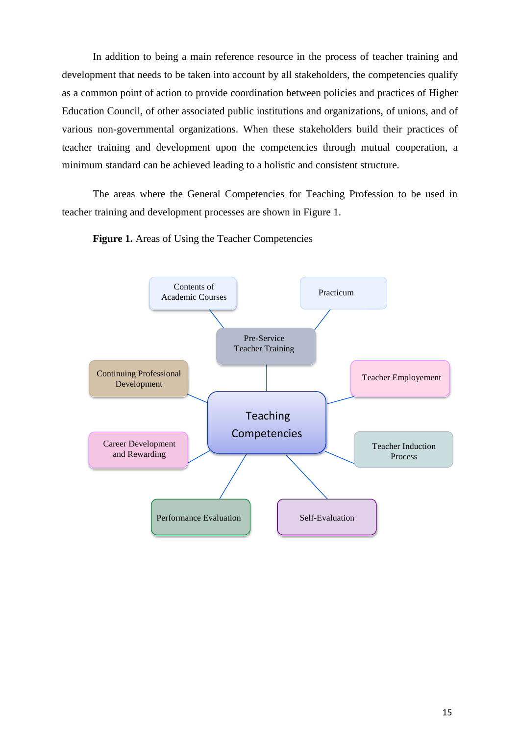In addition to being a main reference resource in the process of teacher training and development that needs to be taken into account by all stakeholders, the competencies qualify as a common point of action to provide coordination between policies and practices of Higher Education Council, of other associated public institutions and organizations, of unions, and of various non-governmental organizations. When these stakeholders build their practices of teacher training and development upon the competencies through mutual cooperation, a minimum standard can be achieved leading to a holistic and consistent structure.

The areas where the General Competencies for Teaching Profession to be used in teacher training and development processes are shown in Figure 1.

**Figure 1.** Areas of Using the Teacher Competencies

- Teaching Competencies
  - Pre-Service Teacher Training
    - Contents of Academic Courses
    - Practicum
  - Teacher Employement
  - Teacher Induction Process
  - Self-Evaluation
  - Performance Evaluation
  - Career Development and Rewarding
  - Continuing Professional Development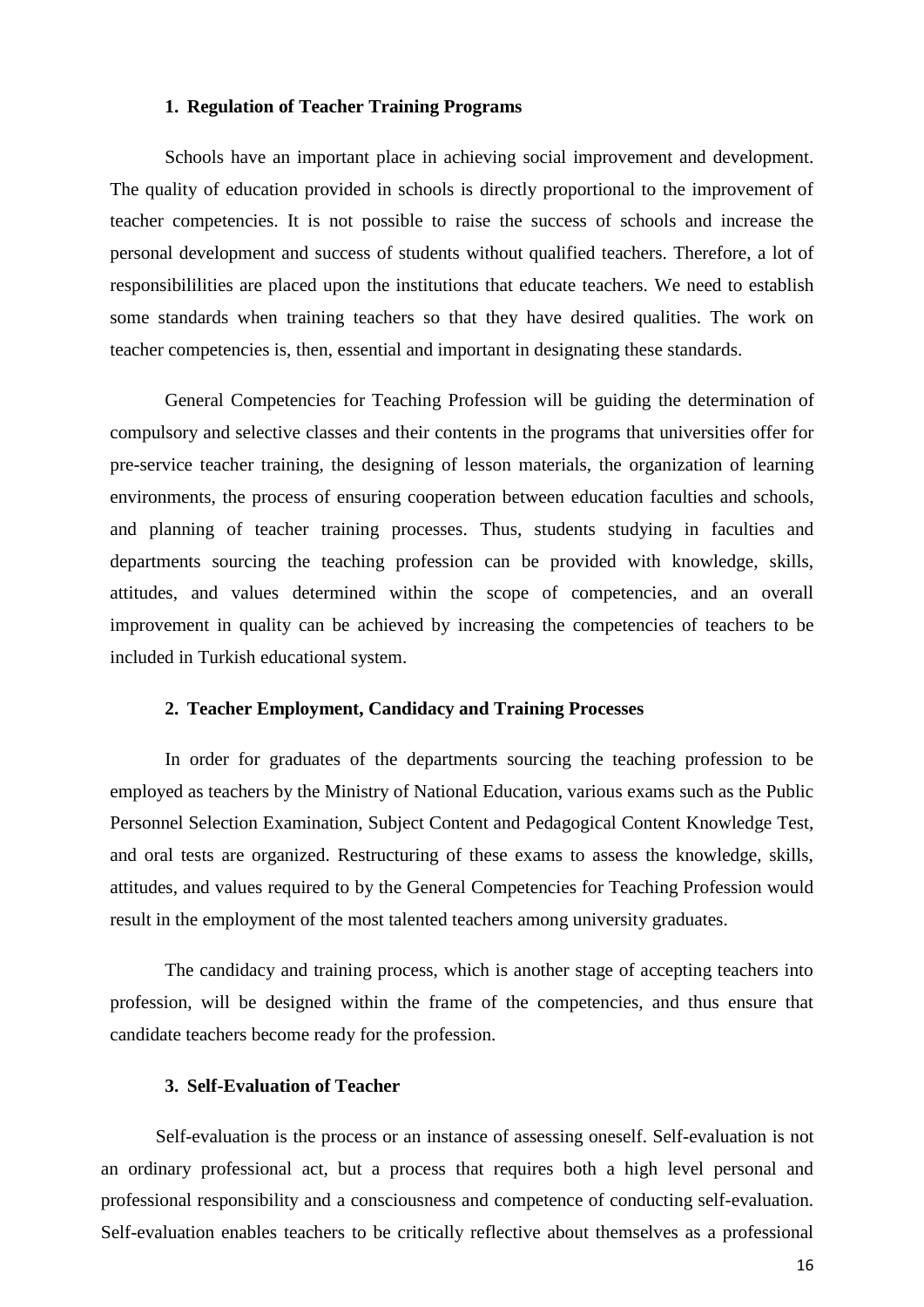### 1. Regulation of Teacher Training Programs

Schools have an important place in achieving social improvement and development. The quality of education provided in schools is directly proportional to the improvement of teacher competencies. It is not possible to raise the success of schools and increase the personal development and success of students without qualified teachers. Therefore, a lot of responsibililities are placed upon the institutions that educate teachers. We need to establish some standards when training teachers so that they have desired qualities. The work on teacher competencies is, then, essential and important in designating these standards.

General Competencies for Teaching Profession will be guiding the determination of compulsory and selective classes and their contents in the programs that universities offer for pre-service teacher training, the designing of lesson materials, the organization of learning environments, the process of ensuring cooperation between education faculties and schools, and planning of teacher training processes. Thus, students studying in faculties and departments sourcing the teaching profession can be provided with knowledge, skills, attitudes, and values determined within the scope of competencies, and an overall improvement in quality can be achieved by increasing the competencies of teachers to be included in Turkish educational system.

### 2. Teacher Employment, Candidacy and Training Processes

In order for graduates of the departments sourcing the teaching profession to be employed as teachers by the Ministry of National Education, various exams such as the Public Personnel Selection Examination, Subject Content and Pedagogical Content Knowledge Test, and oral tests are organized. Restructuring of these exams to assess the knowledge, skills, attitudes, and values required to by the General Competencies for Teaching Profession would result in the employment of the most talented teachers among university graduates.

The candidacy and training process, which is another stage of accepting teachers into profession, will be designed within the frame of the competencies, and thus ensure that candidate teachers become ready for the profession.

### 3. Self-Evaluation of Teacher

Self-evaluation is the process or an instance of assessing oneself. Self-evaluation is not an ordinary professional act, but a process that requires both a high level personal and professional responsibility and a consciousness and competence of conducting self-evaluation. Self-evaluation enables teachers to be critically reflective about themselves as a professional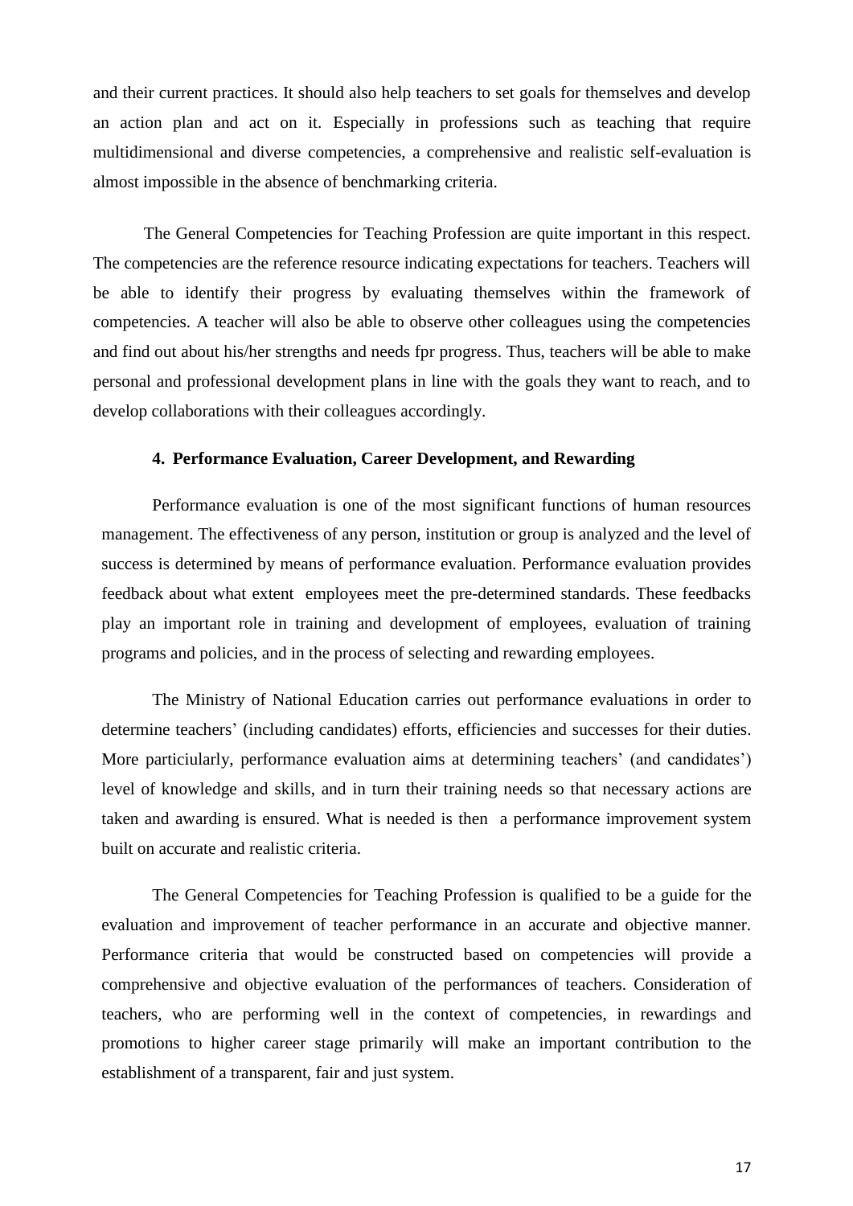and their current practices. It should also help teachers to set goals for themselves and develop an action plan and act on it. Especially in professions such as teaching that require multidimensional and diverse competencies, a comprehensive and realistic self-evaluation is almost impossible in the absence of benchmarking criteria.

The General Competencies for Teaching Profession are quite important in this respect. The competencies are the reference resource indicating expectations for teachers. Teachers will be able to identify their progress by evaluating themselves within the framework of competencies. A teacher will also be able to observe other colleagues using the competencies and find out about his/her strengths and needs fpr progress. Thus, teachers will be able to make personal and professional development plans in line with the goals they want to reach, and to develop collaborations with their colleagues accordingly.

## 4. Performance Evaluation, Career Development, and Rewarding

Performance evaluation is one of the most significant functions of human resources management. The effectiveness of any person, institution or group is analyzed and the level of success is determined by means of performance evaluation. Performance evaluation provides feedback about what extent employees meet the pre-determined standards. These feedbacks play an important role in training and development of employees, evaluation of training programs and policies, and in the process of selecting and rewarding employees.

The Ministry of National Education carries out performance evaluations in order to determine teachers' (including candidates) efforts, efficiencies and successes for their duties. More particiularly, performance evaluation aims at determining teachers' (and candidates') level of knowledge and skills, and in turn their training needs so that necessary actions are taken and awarding is ensured. What is needed is then a performance improvement system built on accurate and realistic criteria.

The General Competencies for Teaching Profession is qualified to be a guide for the evaluation and improvement of teacher performance in an accurate and objective manner. Performance criteria that would be constructed based on competencies will provide a comprehensive and objective evaluation of the performances of teachers. Consideration of teachers, who are performing well in the context of competencies, in rewardings and promotions to higher career stage primarily will make an important contribution to the establishment of a transparent, fair and just system.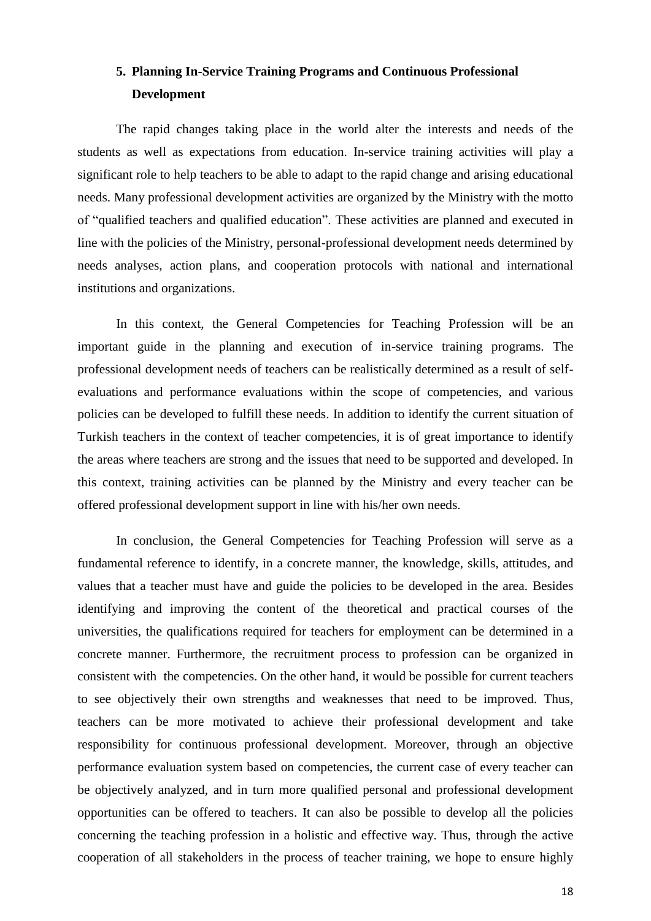## 5. Planning In-Service Training Programs and Continuous Professional Development

The rapid changes taking place in the world alter the interests and needs of the students as well as expectations from education. In-service training activities will play a significant role to help teachers to be able to adapt to the rapid change and arising educational needs. Many professional development activities are organized by the Ministry with the motto of "qualified teachers and qualified education". These activities are planned and executed in line with the policies of the Ministry, personal-professional development needs determined by needs analyses, action plans, and cooperation protocols with national and international institutions and organizations.

In this context, the General Competencies for Teaching Profession will be an important guide in the planning and execution of in-service training programs. The professional development needs of teachers can be realistically determined as a result of self-evaluations and performance evaluations within the scope of competencies, and various policies can be developed to fulfill these needs. In addition to identify the current situation of Turkish teachers in the context of teacher competencies, it is of great importance to identify the areas where teachers are strong and the issues that need to be supported and developed. In this context, training activities can be planned by the Ministry and every teacher can be offered professional development support in line with his/her own needs.

In conclusion, the General Competencies for Teaching Profession will serve as a fundamental reference to identify, in a concrete manner, the knowledge, skills, attitudes, and values that a teacher must have and guide the policies to be developed in the area. Besides identifying and improving the content of the theoretical and practical courses of the universities, the qualifications required for teachers for employment can be determined in a concrete manner. Furthermore, the recruitment process to profession can be organized in consistent with the competencies. On the other hand, it would be possible for current teachers to see objectively their own strengths and weaknesses that need to be improved. Thus, teachers can be more motivated to achieve their professional development and take responsibility for continuous professional development. Moreover, through an objective performance evaluation system based on competencies, the current case of every teacher can be objectively analyzed, and in turn more qualified personal and professional development opportunities can be offered to teachers. It can also be possible to develop all the policies concerning the teaching profession in a holistic and effective way. Thus, through the active cooperation of all stakeholders in the process of teacher training, we hope to ensure highly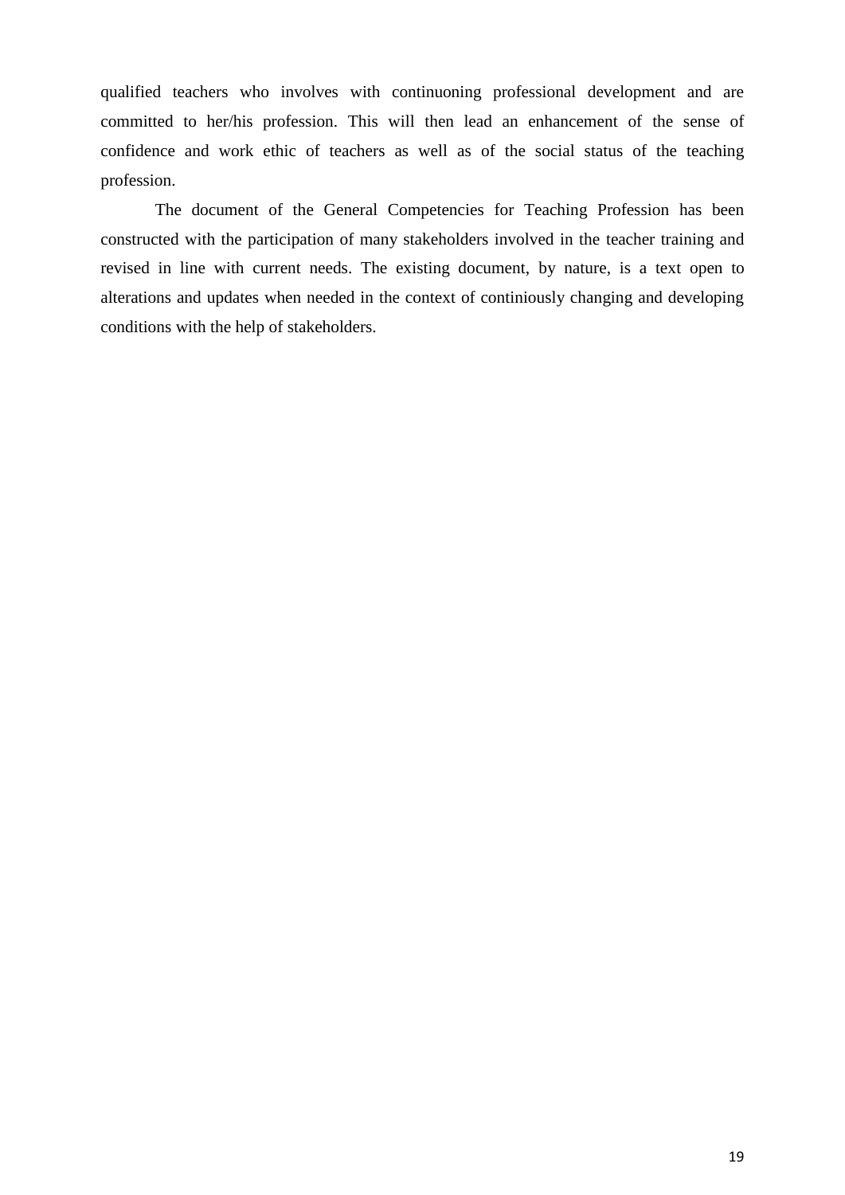qualified teachers who involves with continuoning professional development and are committed to her/his profession. This will then lead an enhancement of the sense of confidence and work ethic of teachers as well as of the social status of the teaching profession.

The document of the General Competencies for Teaching Profession has been constructed with the participation of many stakeholders involved in the teacher training and revised in line with current needs. The existing document, by nature, is a text open to alterations and updates when needed in the context of continiously changing and developing conditions with the help of stakeholders.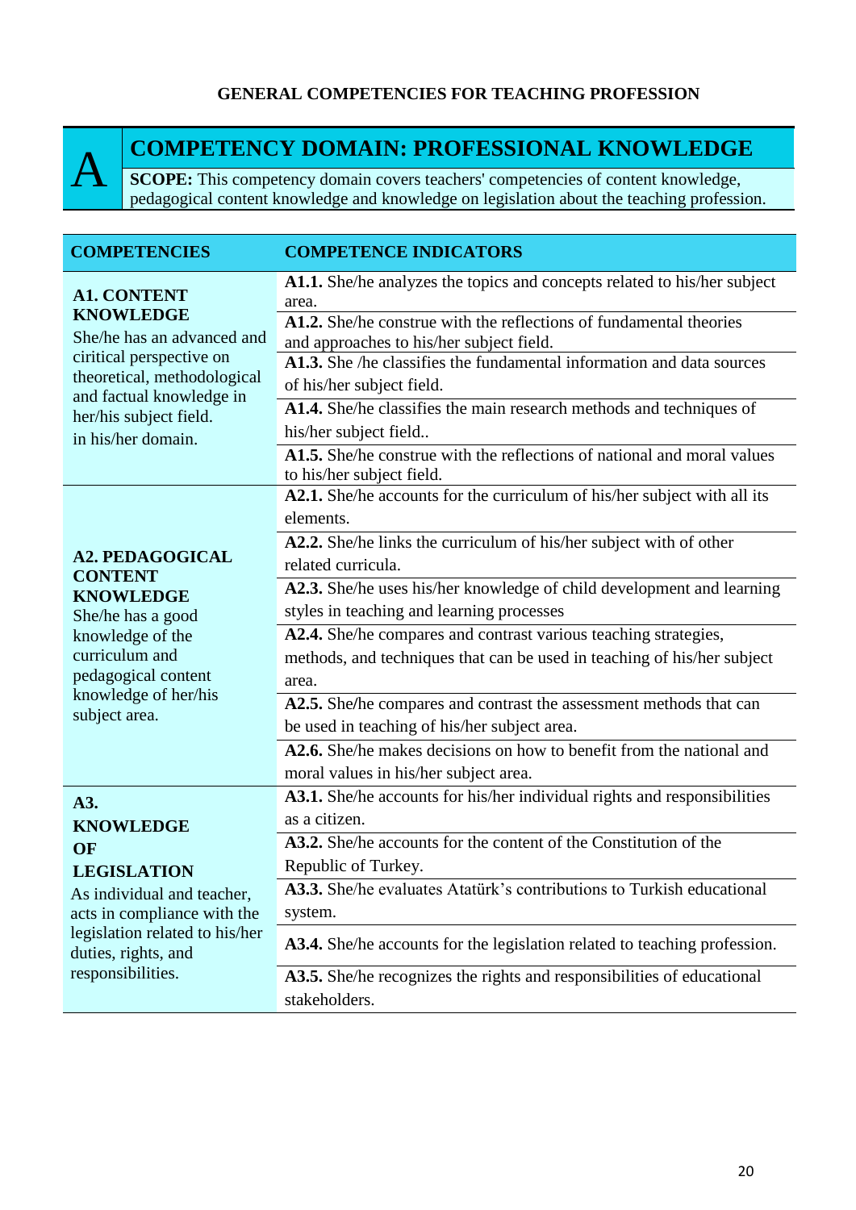## GENERAL COMPETENCIES FOR TEACHING PROFESSION

# A COMPETENCY DOMAIN: PROFESSIONAL KNOWLEDGE

**SCOPE:** This competency domain covers teachers' competencies of content knowledge, pedagogical content knowledge and knowledge on legislation about the teaching profession.

| COMPETENCIES | COMPETENCE INDICATORS |
|---|---|
| **A1. CONTENT KNOWLEDGE** She/he has an advanced and ciritical perspective on theoretical, methodological and factual knowledge in her/his subject field. in his/her domain. | **A1.1.** She/he analyzes the topics and concepts related to his/her subject area. |
| | **A1.2.** She/he construe with the reflections of fundamental theories and approaches to his/her subject field. |
| | **A1.3.** She /he classifies the fundamental information and data sources of his/her subject field. |
| | **A1.4.** She/he classifies the main research methods and techniques of his/her subject field.. |
| | **A1.5.** She/he construe with the reflections of national and moral values to his/her subject field. |
| **A2. PEDAGOGICAL CONTENT KNOWLEDGE** She/he has a good knowledge of the curriculum and pedagogical content knowledge of her/his subject area. | **A2.1.** She/he accounts for the curriculum of his/her subject with all its elements. |
| | **A2.2.** She/he links the curriculum of his/her subject with of other related curricula. |
| | **A2.3.** She/he uses his/her knowledge of child development and learning styles in teaching and learning processes |
| | **A2.4.** She/he compares and contrast various teaching strategies, methods, and techniques that can be used in teaching of his/her subject area. |
| | **A2.5.** She/he compares and contrast the assessment methods that can be used in teaching of his/her subject area. |
| | **A2.6.** She/he makes decisions on how to benefit from the national and moral values in his/her subject area. |
| **A3. KNOWLEDGE OF LEGISLATION** As individual and teacher, acts in compliance with the legislation related to his/her duties, rights, and responsibilities. | **A3.1.** She/he accounts for his/her individual rights and responsibilities as a citizen. |
| | **A3.2.** She/he accounts for the content of the Constitution of the Republic of Turkey. |
| | **A3.3.** She/he evaluates Atatürk's contributions to Turkish educational system. |
| | **A3.4.** She/he accounts for the legislation related to teaching profession. |
| | **A3.5.** She/he recognizes the rights and responsibilities of educational stakeholders. |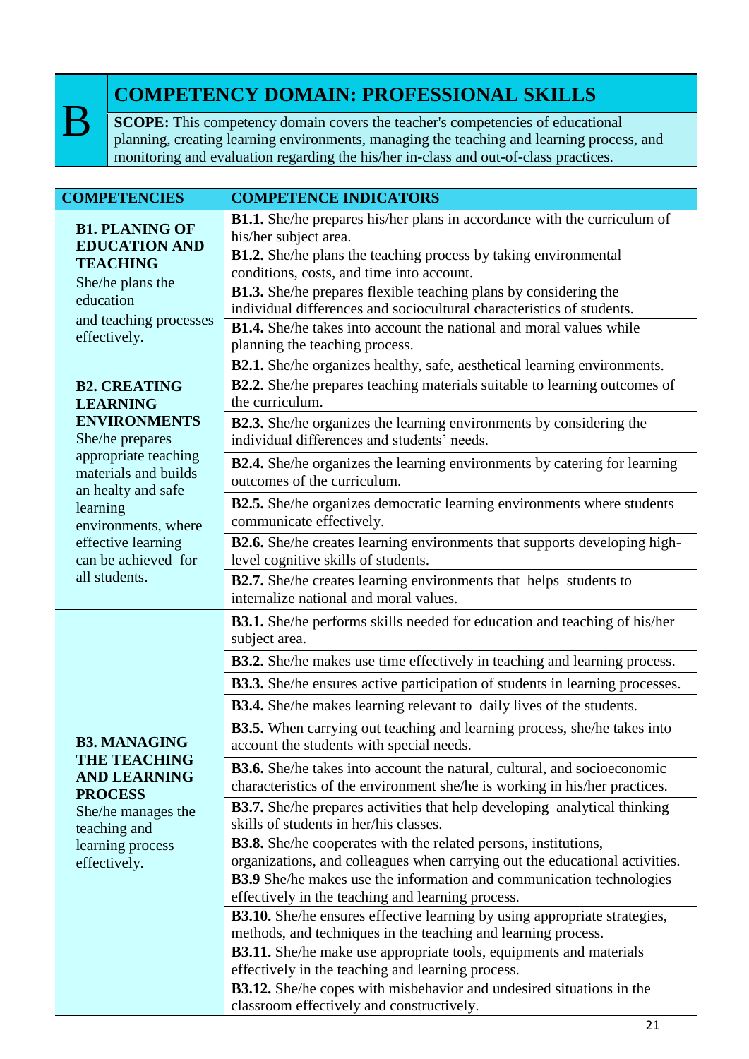# B COMPETENCY DOMAIN: PROFESSIONAL SKILLS

**SCOPE:** This competency domain covers the teacher's competencies of educational planning, creating learning environments, managing the teaching and learning process, and monitoring and evaluation regarding the his/her in-class and out-of-class practices.

| COMPETENCIES | COMPETENCE INDICATORS |
|---|---|
| **B1. PLANING OF EDUCATION AND TEACHING** She/he plans the education and teaching processes effectively. | **B1.1.** She/he prepares his/her plans in accordance with the curriculum of his/her subject area. |
| | **B1.2.** She/he plans the teaching process by taking environmental conditions, costs, and time into account. |
| | **B1.3.** She/he prepares flexible teaching plans by considering the individual differences and sociocultural characteristics of students. |
| | **B1.4.** She/he takes into account the national and moral values while planning the teaching process. |
| **B2. CREATING LEARNING ENVIRONMENTS** She/he prepares appropriate teaching materials and builds an healty and safe learning environments, where effective learning can be achieved for all students. | **B2.1.** She/he organizes healthy, safe, aesthetical learning environments. |
| | **B2.2.** She/he prepares teaching materials suitable to learning outcomes of the curriculum. |
| | **B2.3.** She/he organizes the learning environments by considering the individual differences and students' needs. |
| | **B2.4.** She/he organizes the learning environments by catering for learning outcomes of the curriculum. |
| | **B2.5.** She/he organizes democratic learning environments where students communicate effectively. |
| | **B2.6.** She/he creates learning environments that supports developing high-level cognitive skills of students. |
| | **B2.7.** She/he creates learning environments that helps students to internalize national and moral values. |
| **B3. MANAGING THE TEACHING AND LEARNING PROCESS** She/he manages the teaching and learning process effectively. | **B3.1.** She/he performs skills needed for education and teaching of his/her subject area. |
| | **B3.2.** She/he makes use time effectively in teaching and learning process. |
| | **B3.3.** She/he ensures active participation of students in learning processes. |
| | **B3.4.** She/he makes learning relevant to daily lives of the students. |
| | **B3.5.** When carrying out teaching and learning process, she/he takes into account the students with special needs. |
| | **B3.6.** She/he takes into account the natural, cultural, and socioeconomic characteristics of the environment she/he is working in his/her practices. |
| | **B3.7.** She/he prepares activities that help developing analytical thinking skills of students in her/his classes. |
| | **B3.8.** She/he cooperates with the related persons, institutions, organizations, and colleagues when carrying out the educational activities. |
| | **B3.9** She/he makes use the information and communication technologies effectively in the teaching and learning process. |
| | **B3.10.** She/he ensures effective learning by using appropriate strategies, methods, and techniques in the teaching and learning process. |
| | **B3.11.** She/he make use appropriate tools, equipments and materials effectively in the teaching and learning process. |
| | **B3.12.** She/he copes with misbehavior and undesired situations in the classroom effectively and constructively. |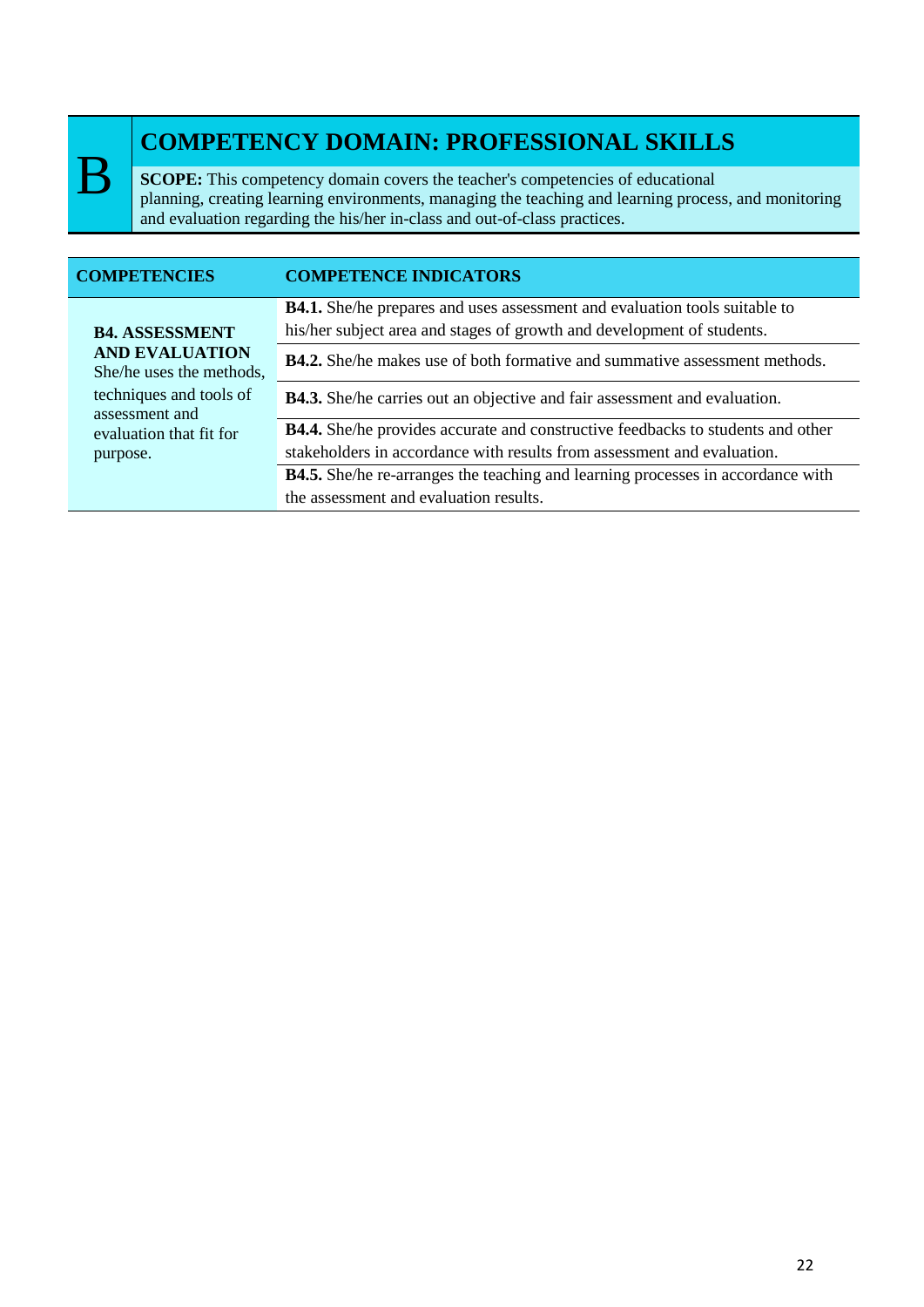# B COMPETENCY DOMAIN: PROFESSIONAL SKILLS

**SCOPE:** This competency domain covers the teacher's competencies of educational planning, creating learning environments, managing the teaching and learning process, and monitoring and evaluation regarding the his/her in-class and out-of-class practices.

| COMPETENCIES | COMPETENCE INDICATORS |
|---|---|
| **B4. ASSESSMENT AND EVALUATION** She/he uses the methods, techniques and tools of assessment and evaluation that fit for purpose. | **B4.1.** She/he prepares and uses assessment and evaluation tools suitable to his/her subject area and stages of growth and development of students. |
| | **B4.2.** She/he makes use of both formative and summative assessment methods. |
| | **B4.3.** She/he carries out an objective and fair assessment and evaluation. |
| | **B4.4.** She/he provides accurate and constructive feedbacks to students and other stakeholders in accordance with results from assessment and evaluation. |
| | **B4.5.** She/he re-arranges the teaching and learning processes in accordance with the assessment and evaluation results. |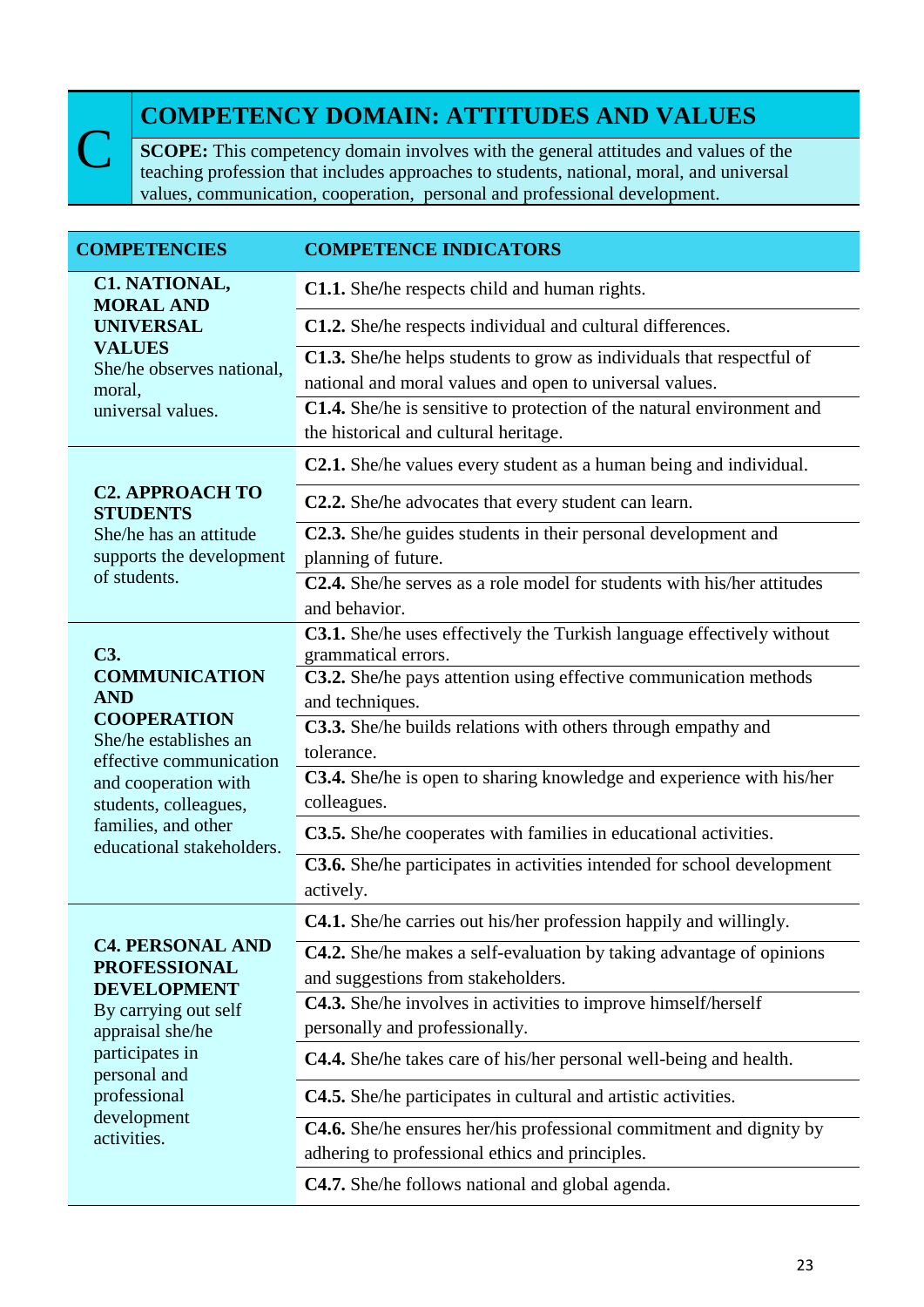# C COMPETENCY DOMAIN: ATTITUDES AND VALUES

**SCOPE:** This competency domain involves with the general attitudes and values of the teaching profession that includes approaches to students, national, moral, and universal values, communication, cooperation, personal and professional development.

| COMPETENCIES | COMPETENCE INDICATORS |
|---|---|
| **C1. NATIONAL, MORAL AND UNIVERSAL VALUES** She/he observes national, moral, universal values. | **C1.1.** She/he respects child and human rights. |
| | **C1.2.** She/he respects individual and cultural differences. |
| | **C1.3.** She/he helps students to grow as individuals that respectful of national and moral values and open to universal values. |
| | **C1.4.** She/he is sensitive to protection of the natural environment and the historical and cultural heritage. |
| **C2. APPROACH TO STUDENTS** She/he has an attitude supports the development of students. | **C2.1.** She/he values every student as a human being and individual. |
| | **C2.2.** She/he advocates that every student can learn. |
| | **C2.3.** She/he guides students in their personal development and planning of future. |
| | **C2.4.** She/he serves as a role model for students with his/her attitudes and behavior. |
| **C3. COMMUNICATION AND COOPERATION** She/he establishes an effective communication and cooperation with students, colleagues, families, and other educational stakeholders. | **C3.1.** She/he uses effectively the Turkish language effectively without grammatical errors. |
| | **C3.2.** She/he pays attention using effective communication methods and techniques. |
| | **C3.3.** She/he builds relations with others through empathy and tolerance. |
| | **C3.4.** She/he is open to sharing knowledge and experience with his/her colleagues. |
| | **C3.5.** She/he cooperates with families in educational activities. |
| | **C3.6.** She/he participates in activities intended for school development actively. |
| **C4. PERSONAL AND PROFESSIONAL DEVELOPMENT** By carrying out self appraisal she/he participates in personal and professional development activities. | **C4.1.** She/he carries out his/her profession happily and willingly. |
| | **C4.2.** She/he makes a self-evaluation by taking advantage of opinions and suggestions from stakeholders. |
| | **C4.3.** She/he involves in activities to improve himself/herself personally and professionally. |
| | **C4.4.** She/he takes care of his/her personal well-being and health. |
| | **C4.5.** She/he participates in cultural and artistic activities. |
| | **C4.6.** She/he ensures her/his professional commitment and dignity by adhering to professional ethics and principles. |
| | **C4.7.** She/he follows national and global agenda. |